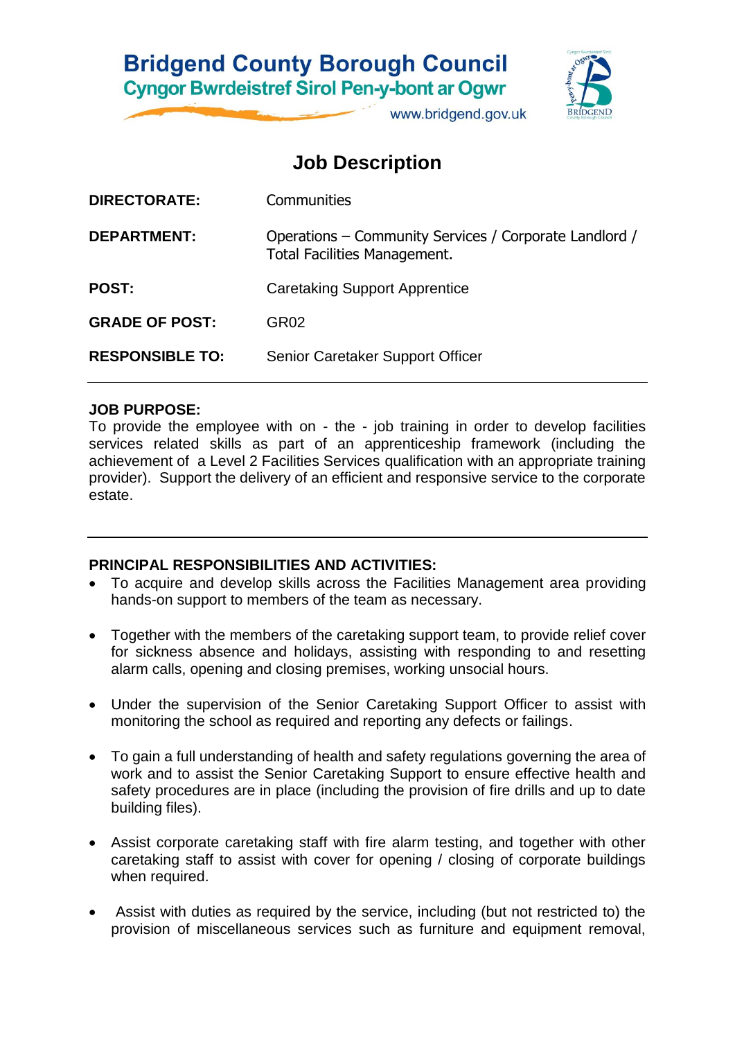**Bridgend County Borough Council**
**Cyngor Bwrdeistref Sirol Pen-y-bont ar Ogwr**
www.bridgend.gov.uk

# Job Description

| | |
|---|---|
| **DIRECTORATE:** | Communities |
| **DEPARTMENT:** | Operations – Community Services / Corporate Landlord / Total Facilities Management. |
| **POST:** | Caretaking Support Apprentice |
| **GRADE OF POST:** | GR02 |
| **RESPONSIBLE TO:** | Senior Caretaker Support Officer |

**JOB PURPOSE:**
To provide the employee with on - the - job training in order to develop facilities services related skills as part of an apprenticeship framework (including the achievement of a Level 2 Facilities Services qualification with an appropriate training provider). Support the delivery of an efficient and responsive service to the corporate estate.

**PRINCIPAL RESPONSIBILITIES AND ACTIVITIES:**

- To acquire and develop skills across the Facilities Management area providing hands-on support to members of the team as necessary.
- Together with the members of the caretaking support team, to provide relief cover for sickness absence and holidays, assisting with responding to and resetting alarm calls, opening and closing premises, working unsocial hours.
- Under the supervision of the Senior Caretaking Support Officer to assist with monitoring the school as required and reporting any defects or failings.
- To gain a full understanding of health and safety regulations governing the area of work and to assist the Senior Caretaking Support to ensure effective health and safety procedures are in place (including the provision of fire drills and up to date building files).
- Assist corporate caretaking staff with fire alarm testing, and together with other caretaking staff to assist with cover for opening / closing of corporate buildings when required.
- Assist with duties as required by the service, including (but not restricted to) the provision of miscellaneous services such as furniture and equipment removal,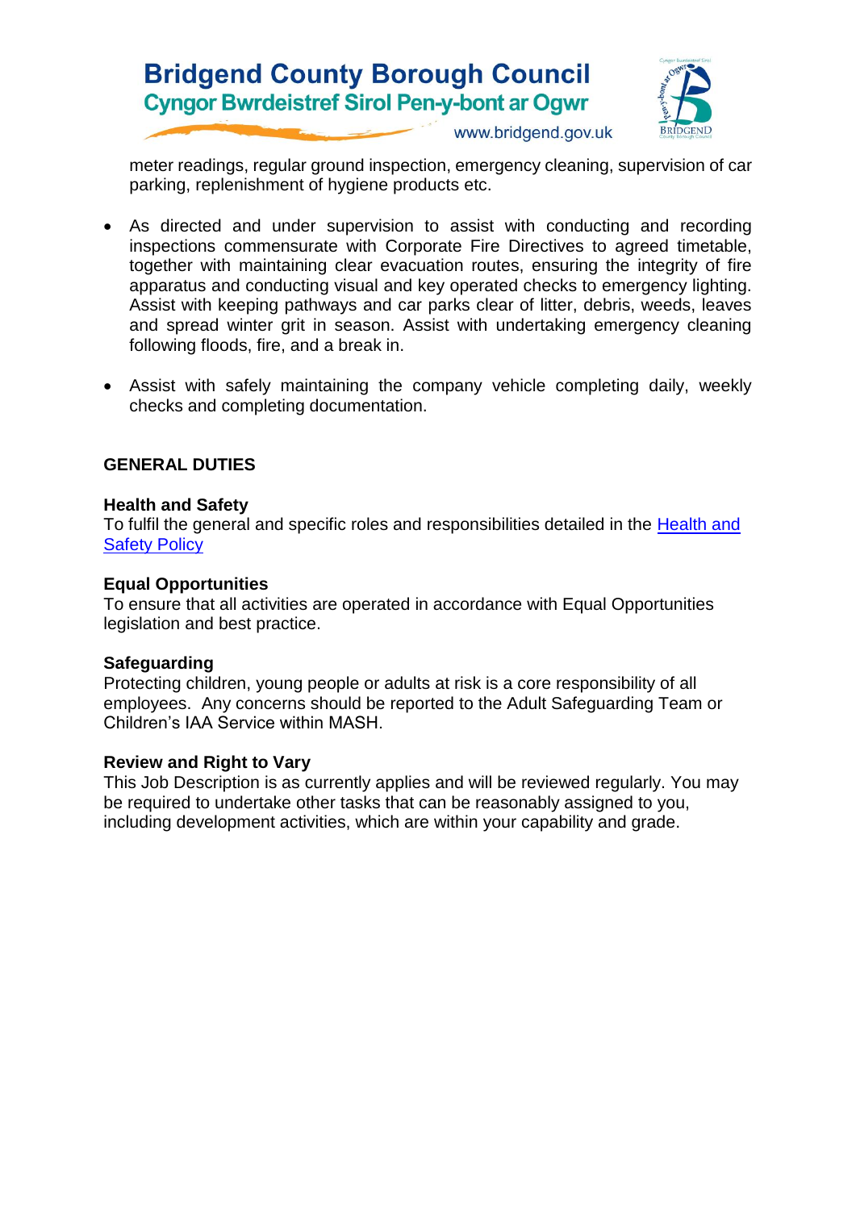meter readings, regular ground inspection, emergency cleaning, supervision of car parking, replenishment of hygiene products etc.

- As directed and under supervision to assist with conducting and recording inspections commensurate with Corporate Fire Directives to agreed timetable, together with maintaining clear evacuation routes, ensuring the integrity of fire apparatus and conducting visual and key operated checks to emergency lighting. Assist with keeping pathways and car parks clear of litter, debris, weeds, leaves and spread winter grit in season. Assist with undertaking emergency cleaning following floods, fire, and a break in.

- Assist with safely maintaining the company vehicle completing daily, weekly checks and completing documentation.

## GENERAL DUTIES

**Health and Safety**
To fulfil the general and specific roles and responsibilities detailed in the Health and Safety Policy

**Equal Opportunities**
To ensure that all activities are operated in accordance with Equal Opportunities legislation and best practice.

**Safeguarding**
Protecting children, young people or adults at risk is a core responsibility of all employees. Any concerns should be reported to the Adult Safeguarding Team or Children's IAA Service within MASH.

**Review and Right to Vary**
This Job Description is as currently applies and will be reviewed regularly. You may be required to undertake other tasks that can be reasonably assigned to you, including development activities, which are within your capability and grade.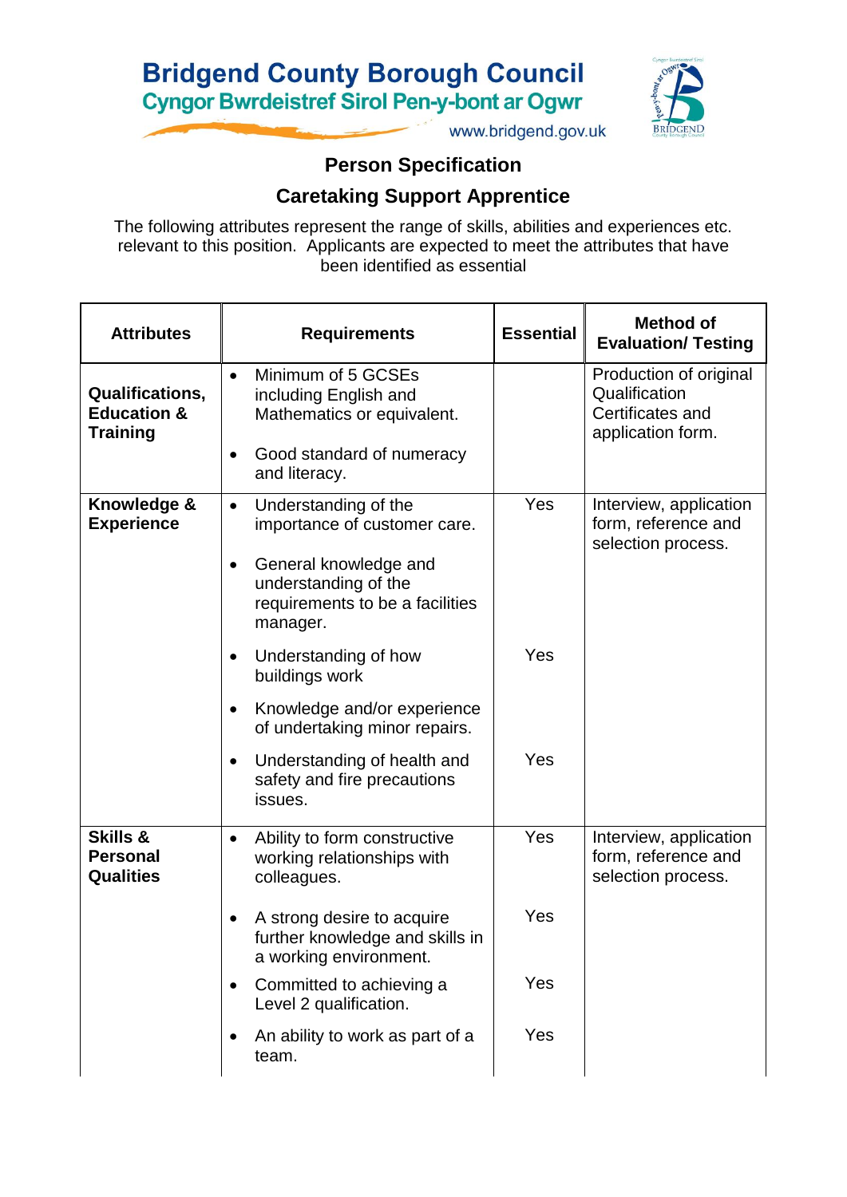# Bridgend County Borough Council

## Cyngor Bwrdeistref Sirol Pen-y-bont ar Ogwr

www.bridgend.gov.uk

## Person Specification

## Caretaking Support Apprentice

The following attributes represent the range of skills, abilities and experiences etc. relevant to this position. Applicants are expected to meet the attributes that have been identified as essential

| Attributes | Requirements | Essential | Method of Evaluation/ Testing |
|---|---|---|---|
| **Qualifications, Education & Training** | • Minimum of 5 GCSEs including English and Mathematics or equivalent. | | Production of original Qualification Certificates and application form. |
| | • Good standard of numeracy and literacy. | | |
| **Knowledge & Experience** | • Understanding of the importance of customer care. | Yes | Interview, application form, reference and selection process. |
| | • General knowledge and understanding of the requirements to be a facilities manager. | | |
| | • Understanding of how buildings work | Yes | |
| | • Knowledge and/or experience of undertaking minor repairs. | | |
| | • Understanding of health and safety and fire precautions issues. | Yes | |
| **Skills & Personal Qualities** | • Ability to form constructive working relationships with colleagues. | Yes | Interview, application form, reference and selection process. |
| | • A strong desire to acquire further knowledge and skills in a working environment. | Yes | |
| | • Committed to achieving a Level 2 qualification. | Yes | |
| | • An ability to work as part of a team. | Yes | |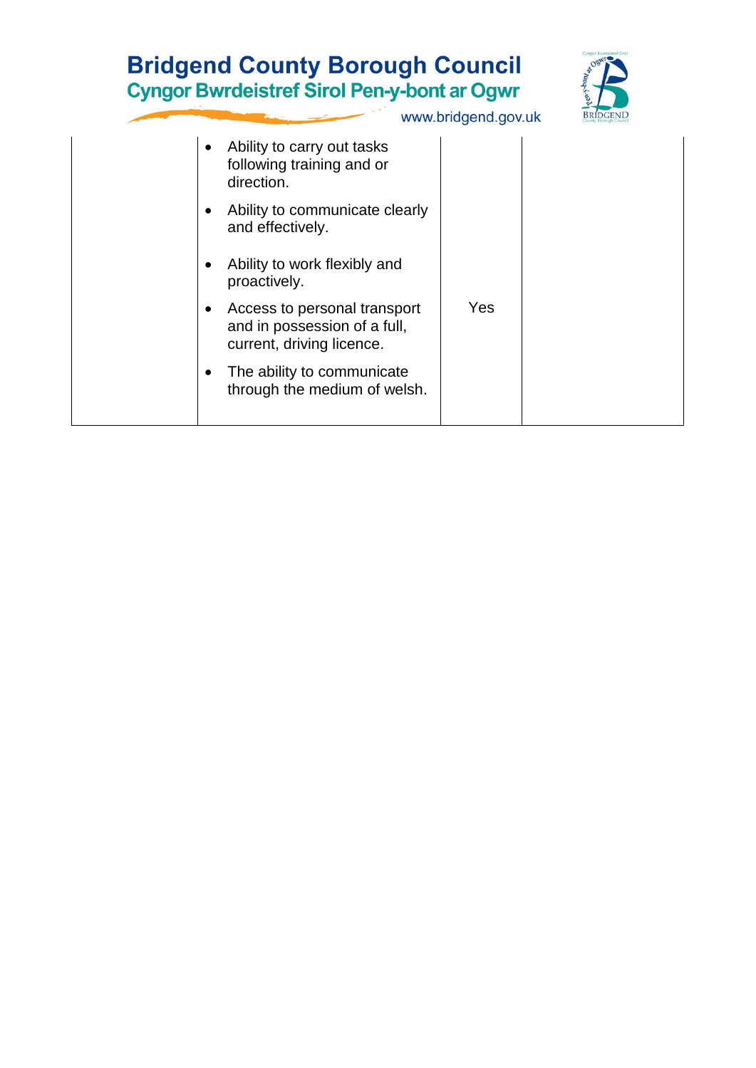| | | | |
|---|---|---|---|
| | • Ability to carry out tasks following training and or direction.<br>• Ability to communicate clearly and effectively.<br>• Ability to work flexibly and proactively.<br>• Access to personal transport and in possession of a full, current, driving licence.<br>• The ability to communicate through the medium of welsh. | Yes | |